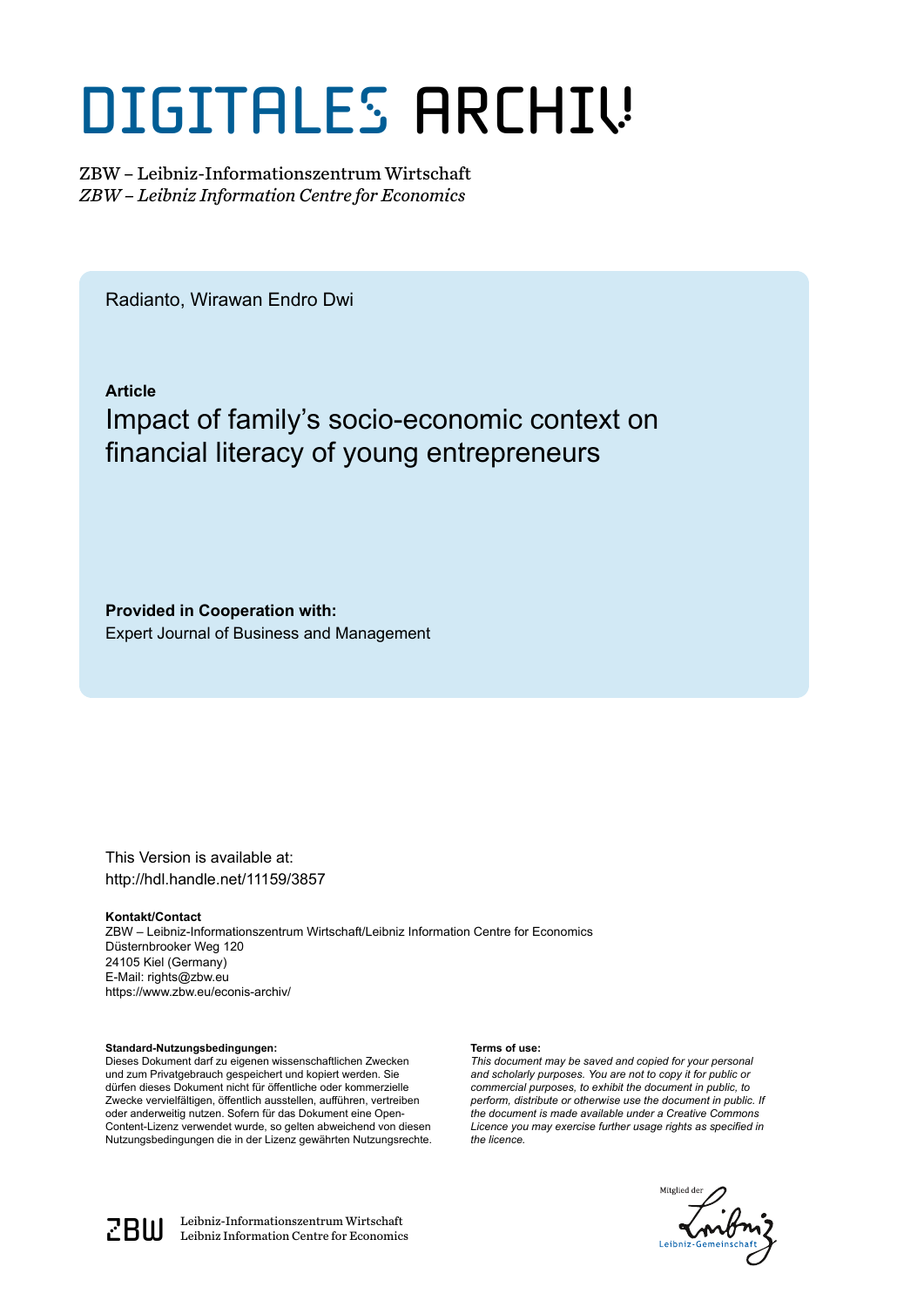# DIGITALES ARCHIV

ZBW – Leibniz-Informationszentrum Wirtschaft
*ZBW – Leibniz Information Centre for Economics*

Radianto, Wirawan Endro Dwi

**Article**

## Impact of family's socio-economic context on financial literacy of young entrepreneurs

**Provided in Cooperation with:**
Expert Journal of Business and Management

This Version is available at:
http://hdl.handle.net/11159/3857

**Kontakt/Contact**
ZBW – Leibniz-Informationszentrum Wirtschaft/Leibniz Information Centre for Economics
Düsternbrooker Weg 120
24105 Kiel (Germany)
E-Mail: rights@zbw.eu
https://www.zbw.eu/econis-archiv/

**Standard-Nutzungsbedingungen:**
Dieses Dokument darf zu eigenen wissenschaftlichen Zwecken und zum Privatgebrauch gespeichert und kopiert werden. Sie dürfen dieses Dokument nicht für öffentliche oder kommerzielle Zwecke vervielfältigen, öffentlich ausstellen, aufführen, vertreiben oder anderweitig nutzen. Sofern für das Dokument eine Open-Content-Lizenz verwendet wurde, so gelten abweichend von diesen Nutzungsbedingungen die in der Lizenz gewährten Nutzungsrechte.

**Terms of use:**
*This document may be saved and copied for your personal and scholarly purposes. You are not to copy it for public or commercial purposes, to exhibit the document in public, to perform, distribute or otherwise use the document in public. If the document is made available under a Creative Commons Licence you may exercise further usage rights as specified in the licence.*

Leibniz-Informationszentrum Wirtschaft
Leibniz Information Centre for Economics

Mitglied der Leibniz-Gemeinschaft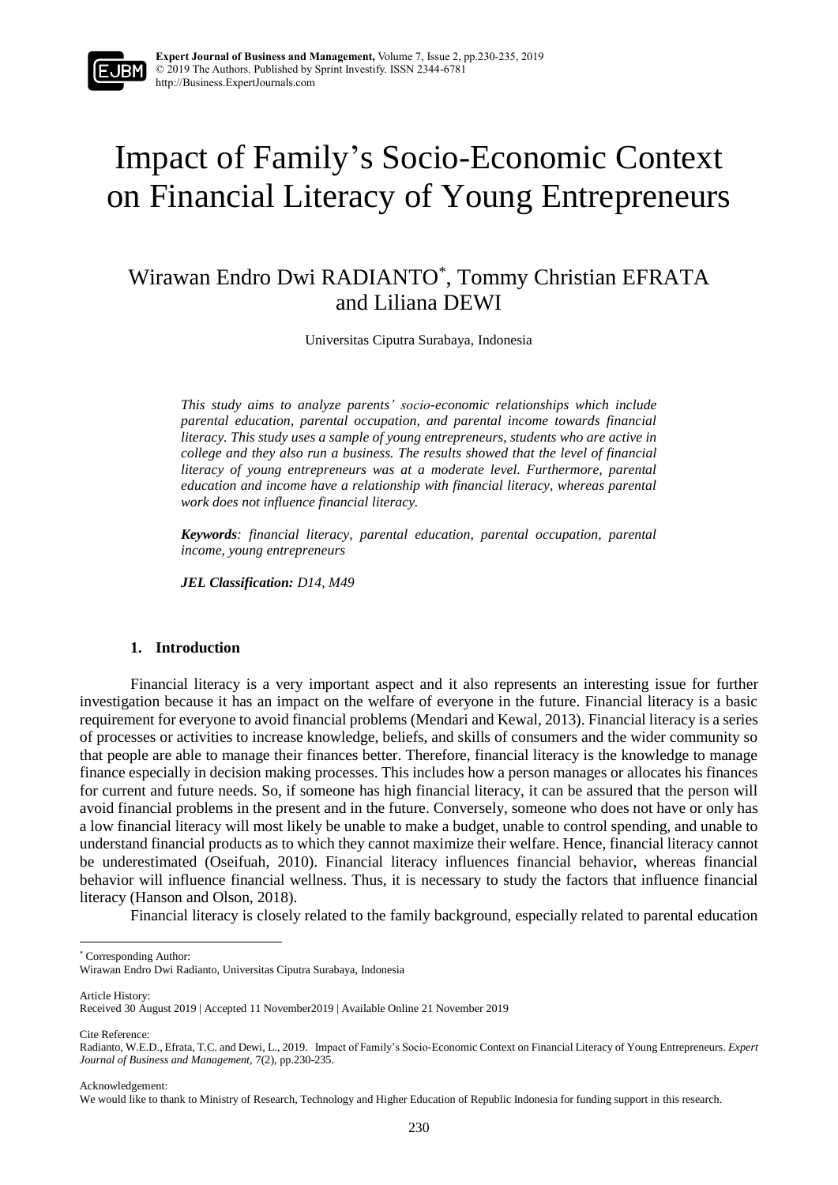# Impact of Family's Socio-Economic Context on Financial Literacy of Young Entrepreneurs

Wirawan Endro Dwi RADIANTO[*], Tommy Christian EFRATA and Liliana DEWI

Universitas Ciputra Surabaya, Indonesia

*This study aims to analyze parents' socio-economic relationships which include parental education, parental occupation, and parental income towards financial literacy. This study uses a sample of young entrepreneurs, students who are active in college and they also run a business. The results showed that the level of financial literacy of young entrepreneurs was at a moderate level. Furthermore, parental education and income have a relationship with financial literacy, whereas parental work does not influence financial literacy.*

***Keywords**: financial literacy, parental education, parental occupation, parental income, young entrepreneurs*

***JEL Classification:** D14, M49*

## 1. Introduction

Financial literacy is a very important aspect and it also represents an interesting issue for further investigation because it has an impact on the welfare of everyone in the future. Financial literacy is a basic requirement for everyone to avoid financial problems (Mendari and Kewal, 2013). Financial literacy is a series of processes or activities to increase knowledge, beliefs, and skills of consumers and the wider community so that people are able to manage their finances better. Therefore, financial literacy is the knowledge to manage finance especially in decision making processes. This includes how a person manages or allocates his finances for current and future needs. So, if someone has high financial literacy, it can be assured that the person will avoid financial problems in the present and in the future. Conversely, someone who does not have or only has a low financial literacy will most likely be unable to make a budget, unable to control spending, and unable to understand financial products as to which they cannot maximize their welfare. Hence, financial literacy cannot be underestimated (Oseifuah, 2010). Financial literacy influences financial behavior, whereas financial behavior will influence financial wellness. Thus, it is necessary to study the factors that influence financial literacy (Hanson and Olson, 2018).

Financial literacy is closely related to the family background, especially related to parental education

---

[*] Corresponding Author:
Wirawan Endro Dwi Radianto, Universitas Ciputra Surabaya, Indonesia

Article History:
Received 30 August 2019 | Accepted 11 November2019 | Available Online 21 November 2019

Cite Reference:
Radianto, W.E.D., Efrata, T.C. and Dewi, L., 2019. Impact of Family's Socio-Economic Context on Financial Literacy of Young Entrepreneurs. *Expert Journal of Business and Management*, 7(2), pp.230-235.

Acknowledgement:
We would like to thank to Ministry of Research, Technology and Higher Education of Republic Indonesia for funding support in this research.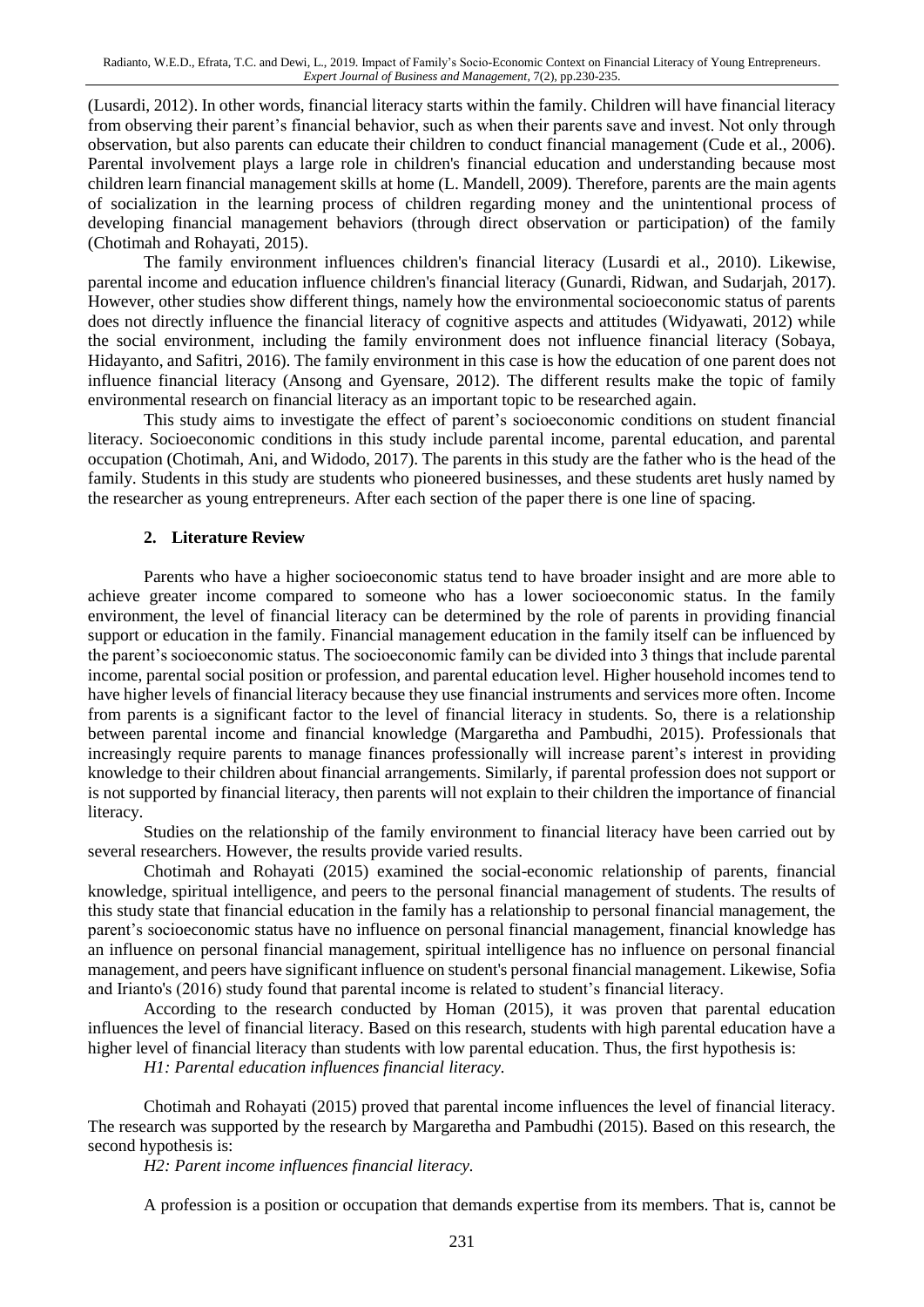(Lusardi, 2012). In other words, financial literacy starts within the family. Children will have financial literacy from observing their parent's financial behavior, such as when their parents save and invest. Not only through observation, but also parents can educate their children to conduct financial management (Cude et al., 2006). Parental involvement plays a large role in children's financial education and understanding because most children learn financial management skills at home (L. Mandell, 2009). Therefore, parents are the main agents of socialization in the learning process of children regarding money and the unintentional process of developing financial management behaviors (through direct observation or participation) of the family (Chotimah and Rohayati, 2015).

The family environment influences children's financial literacy (Lusardi et al., 2010). Likewise, parental income and education influence children's financial literacy (Gunardi, Ridwan, and Sudarjah, 2017). However, other studies show different things, namely how the environmental socioeconomic status of parents does not directly influence the financial literacy of cognitive aspects and attitudes (Widyawati, 2012) while the social environment, including the family environment does not influence financial literacy (Sobaya, Hidayanto, and Safitri, 2016). The family environment in this case is how the education of one parent does not influence financial literacy (Ansong and Gyensare, 2012). The different results make the topic of family environmental research on financial literacy as an important topic to be researched again.

This study aims to investigate the effect of parent's socioeconomic conditions on student financial literacy. Socioeconomic conditions in this study include parental income, parental education, and parental occupation (Chotimah, Ani, and Widodo, 2017). The parents in this study are the father who is the head of the family. Students in this study are students who pioneered businesses, and these students aret husly named by the researcher as young entrepreneurs. After each section of the paper there is one line of spacing.

## 2. Literature Review

Parents who have a higher socioeconomic status tend to have broader insight and are more able to achieve greater income compared to someone who has a lower socioeconomic status. In the family environment, the level of financial literacy can be determined by the role of parents in providing financial support or education in the family. Financial management education in the family itself can be influenced by the parent's socioeconomic status. The socioeconomic family can be divided into 3 things that include parental income, parental social position or profession, and parental education level. Higher household incomes tend to have higher levels of financial literacy because they use financial instruments and services more often. Income from parents is a significant factor to the level of financial literacy in students. So, there is a relationship between parental income and financial knowledge (Margaretha and Pambudhi, 2015). Professionals that increasingly require parents to manage finances professionally will increase parent's interest in providing knowledge to their children about financial arrangements. Similarly, if parental profession does not support or is not supported by financial literacy, then parents will not explain to their children the importance of financial literacy.

Studies on the relationship of the family environment to financial literacy have been carried out by several researchers. However, the results provide varied results.

Chotimah and Rohayati (2015) examined the social-economic relationship of parents, financial knowledge, spiritual intelligence, and peers to the personal financial management of students. The results of this study state that financial education in the family has a relationship to personal financial management, the parent's socioeconomic status have no influence on personal financial management, financial knowledge has an influence on personal financial management, spiritual intelligence has no influence on personal financial management, and peers have significant influence on student's personal financial management. Likewise, Sofia and Irianto's (2016) study found that parental income is related to student's financial literacy.

According to the research conducted by Homan (2015), it was proven that parental education influences the level of financial literacy. Based on this research, students with high parental education have a higher level of financial literacy than students with low parental education. Thus, the first hypothesis is:

*H1: Parental education influences financial literacy.*

Chotimah and Rohayati (2015) proved that parental income influences the level of financial literacy. The research was supported by the research by Margaretha and Pambudhi (2015). Based on this research, the second hypothesis is:

*H2: Parent income influences financial literacy.*

A profession is a position or occupation that demands expertise from its members. That is, cannot be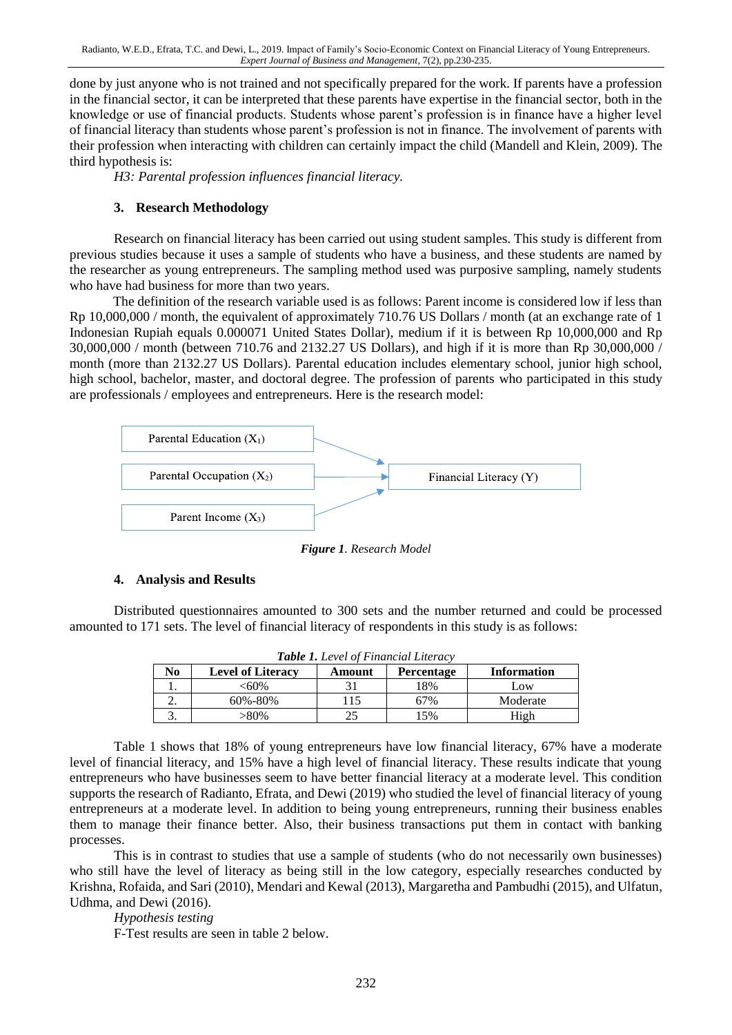done by just anyone who is not trained and not specifically prepared for the work. If parents have a profession in the financial sector, it can be interpreted that these parents have expertise in the financial sector, both in the knowledge or use of financial products. Students whose parent's profession is in finance have a higher level of financial literacy than students whose parent's profession is not in finance. The involvement of parents with their profession when interacting with children can certainly impact the child (Mandell and Klein, 2009). The third hypothesis is:

*H3: Parental profession influences financial literacy.*

## 3. Research Methodology

Research on financial literacy has been carried out using student samples. This study is different from previous studies because it uses a sample of students who have a business, and these students are named by the researcher as young entrepreneurs. The sampling method used was purposive sampling, namely students who have had business for more than two years.

The definition of the research variable used is as follows: Parent income is considered low if less than Rp 10,000,000 / month, the equivalent of approximately 710.76 US Dollars / month (at an exchange rate of 1 Indonesian Rupiah equals 0.000071 United States Dollar), medium if it is between Rp 10,000,000 and Rp 30,000,000 / month (between 710.76 and 2132.27 US Dollars), and high if it is more than Rp 30,000,000 / month (more than 2132.27 US Dollars). Parental education includes elementary school, junior high school, high school, bachelor, master, and doctoral degree. The profession of parents who participated in this study are professionals / employees and entrepreneurs. Here is the research model:

Parental Education ($X_1$) → Financial Literacy (Y)
Parental Occupation ($X_2$) → Financial Literacy (Y)
Parent Income ($X_3$) → Financial Literacy (Y)

***Figure 1****. Research Model*

## 4. Analysis and Results

Distributed questionnaires amounted to 300 sets and the number returned and could be processed amounted to 171 sets. The level of financial literacy of respondents in this study is as follows:

***Table 1.*** *Level of Financial Literacy*

| No | Level of Literacy | Amount | Percentage | Information |
|---|---|---|---|---|
| 1. | <60% | 31 | 18% | Low |
| 2. | 60%-80% | 115 | 67% | Moderate |
| 3. | >80% | 25 | 15% | High |

Table 1 shows that 18% of young entrepreneurs have low financial literacy, 67% have a moderate level of financial literacy, and 15% have a high level of financial literacy. These results indicate that young entrepreneurs who have businesses seem to have better financial literacy at a moderate level. This condition supports the research of Radianto, Efrata, and Dewi (2019) who studied the level of financial literacy of young entrepreneurs at a moderate level. In addition to being young entrepreneurs, running their business enables them to manage their finance better. Also, their business transactions put them in contact with banking processes.

This is in contrast to studies that use a sample of students (who do not necessarily own businesses) who still have the level of literacy as being still in the low category, especially researches conducted by Krishna, Rofaida, and Sari (2010), Mendari and Kewal (2013), Margaretha and Pambudhi (2015), and Ulfatun, Udhma, and Dewi (2016).

*Hypothesis testing*

F-Test results are seen in table 2 below.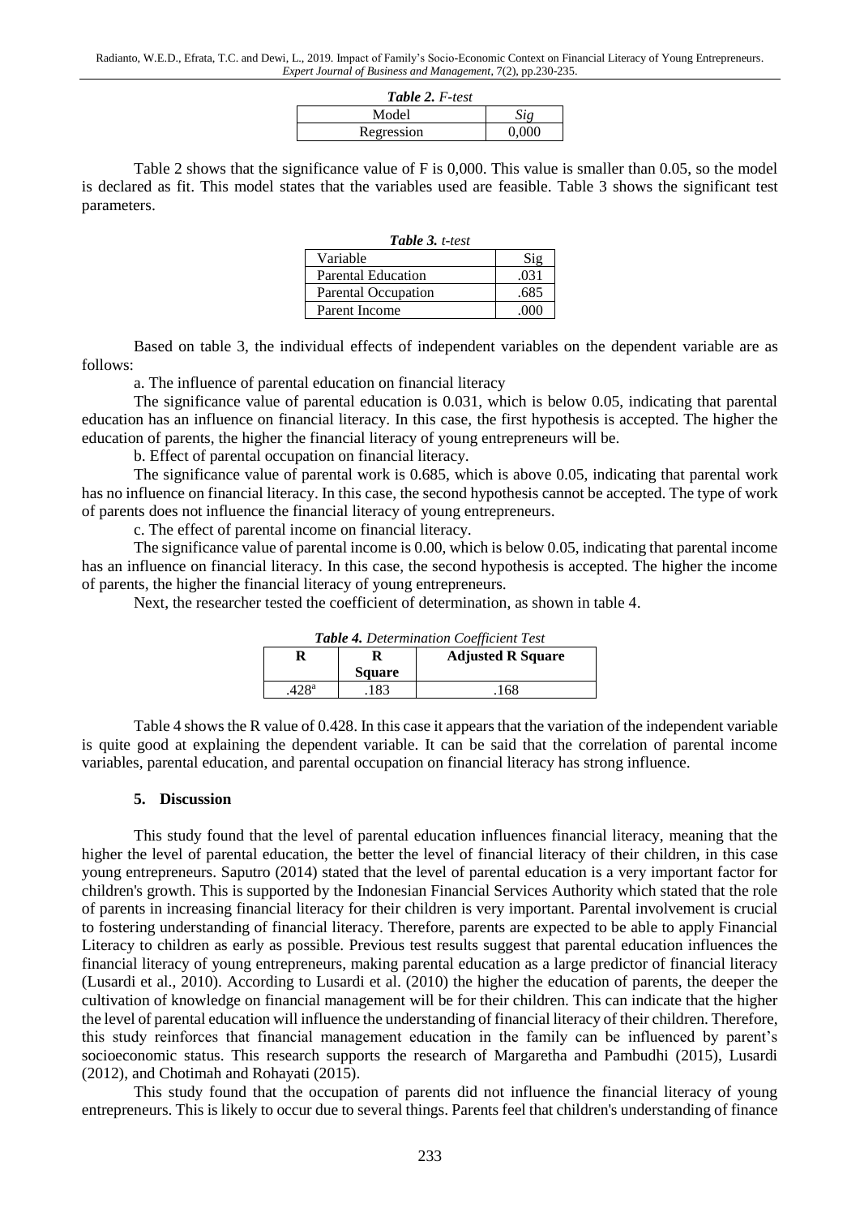*Table 2. F-test*

| Model | *Sig* |
|---|---|
| Regression | 0,000 |

Table 2 shows that the significance value of F is 0,000. This value is smaller than 0.05, so the model is declared as fit. This model states that the variables used are feasible. Table 3 shows the significant test parameters.

*Table 3. t-test*

| Variable | Sig |
|---|---|
| Parental Education | .031 |
| Parental Occupation | .685 |
| Parent Income | .000 |

Based on table 3, the individual effects of independent variables on the dependent variable are as follows:

a. The influence of parental education on financial literacy

The significance value of parental education is 0.031, which is below 0.05, indicating that parental education has an influence on financial literacy. In this case, the first hypothesis is accepted. The higher the education of parents, the higher the financial literacy of young entrepreneurs will be.

b. Effect of parental occupation on financial literacy.

The significance value of parental work is 0.685, which is above 0.05, indicating that parental work has no influence on financial literacy. In this case, the second hypothesis cannot be accepted. The type of work of parents does not influence the financial literacy of young entrepreneurs.

c. The effect of parental income on financial literacy.

The significance value of parental income is 0.00, which is below 0.05, indicating that parental income has an influence on financial literacy. In this case, the second hypothesis is accepted. The higher the income of parents, the higher the financial literacy of young entrepreneurs.

Next, the researcher tested the coefficient of determination, as shown in table 4.

*Table 4. Determination Coefficient Test*

| R | R Square | Adjusted R Square |
|---|---|---|
| .428[a] | .183 | .168 |

Table 4 shows the R value of 0.428. In this case it appears that the variation of the independent variable is quite good at explaining the dependent variable. It can be said that the correlation of parental income variables, parental education, and parental occupation on financial literacy has strong influence.

## 5. Discussion

This study found that the level of parental education influences financial literacy, meaning that the higher the level of parental education, the better the level of financial literacy of their children, in this case young entrepreneurs. Saputro (2014) stated that the level of parental education is a very important factor for children's growth. This is supported by the Indonesian Financial Services Authority which stated that the role of parents in increasing financial literacy for their children is very important. Parental involvement is crucial to fostering understanding of financial literacy. Therefore, parents are expected to be able to apply Financial Literacy to children as early as possible. Previous test results suggest that parental education influences the financial literacy of young entrepreneurs, making parental education as a large predictor of financial literacy (Lusardi et al., 2010). According to Lusardi et al. (2010) the higher the education of parents, the deeper the cultivation of knowledge on financial management will be for their children. This can indicate that the higher the level of parental education will influence the understanding of financial literacy of their children. Therefore, this study reinforces that financial management education in the family can be influenced by parent's socioeconomic status. This research supports the research of Margaretha and Pambudhi (2015), Lusardi (2012), and Chotimah and Rohayati (2015).

This study found that the occupation of parents did not influence the financial literacy of young entrepreneurs. This is likely to occur due to several things. Parents feel that children's understanding of finance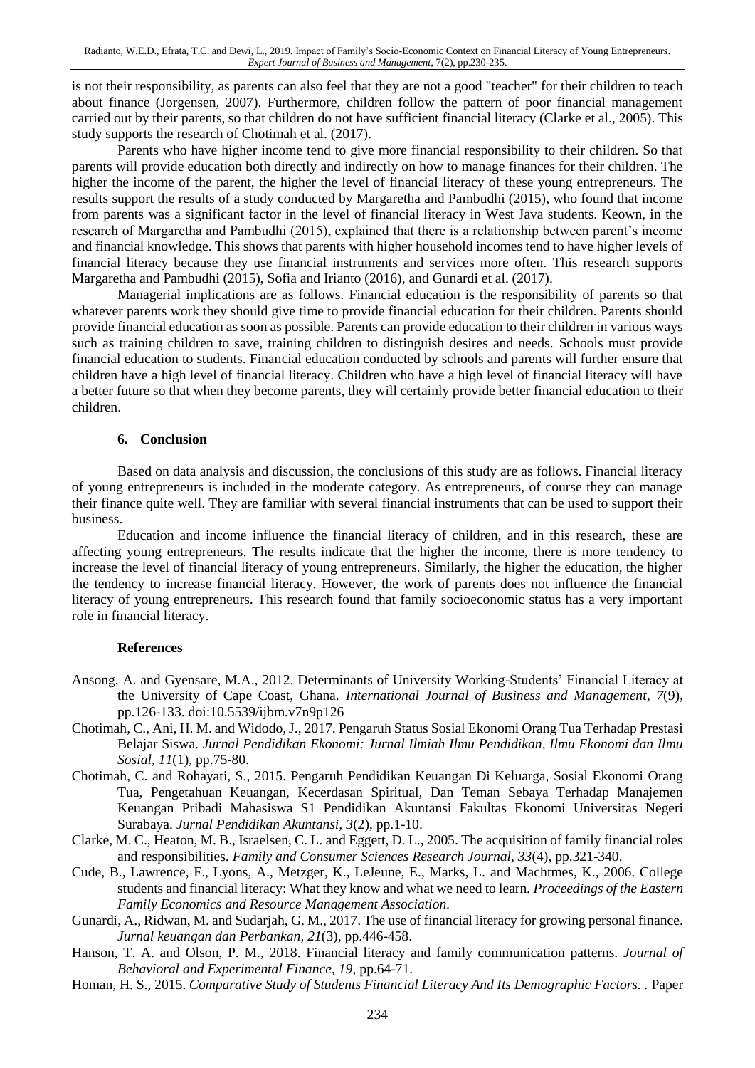is not their responsibility, as parents can also feel that they are not a good "teacher" for their children to teach about finance (Jorgensen, 2007). Furthermore, children follow the pattern of poor financial management carried out by their parents, so that children do not have sufficient financial literacy (Clarke et al., 2005). This study supports the research of Chotimah et al. (2017).

Parents who have higher income tend to give more financial responsibility to their children. So that parents will provide education both directly and indirectly on how to manage finances for their children. The higher the income of the parent, the higher the level of financial literacy of these young entrepreneurs. The results support the results of a study conducted by Margaretha and Pambudhi (2015), who found that income from parents was a significant factor in the level of financial literacy in West Java students. Keown, in the research of Margaretha and Pambudhi (2015), explained that there is a relationship between parent's income and financial knowledge. This shows that parents with higher household incomes tend to have higher levels of financial literacy because they use financial instruments and services more often. This research supports Margaretha and Pambudhi (2015), Sofia and Irianto (2016), and Gunardi et al. (2017).

Managerial implications are as follows. Financial education is the responsibility of parents so that whatever parents work they should give time to provide financial education for their children. Parents should provide financial education as soon as possible. Parents can provide education to their children in various ways such as training children to save, training children to distinguish desires and needs. Schools must provide financial education to students. Financial education conducted by schools and parents will further ensure that children have a high level of financial literacy. Children who have a high level of financial literacy will have a better future so that when they become parents, they will certainly provide better financial education to their children.

## 6. Conclusion

Based on data analysis and discussion, the conclusions of this study are as follows. Financial literacy of young entrepreneurs is included in the moderate category. As entrepreneurs, of course they can manage their finance quite well. They are familiar with several financial instruments that can be used to support their business.

Education and income influence the financial literacy of children, and in this research, these are affecting young entrepreneurs. The results indicate that the higher the income, there is more tendency to increase the level of financial literacy of young entrepreneurs. Similarly, the higher the education, the higher the tendency to increase financial literacy. However, the work of parents does not influence the financial literacy of young entrepreneurs. This research found that family socioeconomic status has a very important role in financial literacy.

## References

Ansong, A. and Gyensare, M.A., 2012. Determinants of University Working-Students' Financial Literacy at the University of Cape Coast, Ghana. *International Journal of Business and Management*, *7*(9), pp.126-133. doi:10.5539/ijbm.v7n9p126

Chotimah, C., Ani, H. M. and Widodo, J., 2017. Pengaruh Status Sosial Ekonomi Orang Tua Terhadap Prestasi Belajar Siswa. *Jurnal Pendidikan Ekonomi: Jurnal Ilmiah Ilmu Pendidikan, Ilmu Ekonomi dan Ilmu Sosial, 11*(1), pp.75-80.

Chotimah, C. and Rohayati, S., 2015. Pengaruh Pendidikan Keuangan Di Keluarga, Sosial Ekonomi Orang Tua, Pengetahuan Keuangan, Kecerdasan Spiritual, Dan Teman Sebaya Terhadap Manajemen Keuangan Pribadi Mahasiswa S1 Pendidikan Akuntansi Fakultas Ekonomi Universitas Negeri Surabaya. *Jurnal Pendidikan Akuntansi, 3*(2), pp.1-10.

Clarke, M. C., Heaton, M. B., Israelsen, C. L. and Eggett, D. L., 2005. The acquisition of family financial roles and responsibilities. *Family and Consumer Sciences Research Journal*, *33*(4), pp.321-340.

Cude, B., Lawrence, F., Lyons, A., Metzger, K., LeJeune, E., Marks, L. and Machtmes, K., 2006. College students and financial literacy: What they know and what we need to learn. *Proceedings of the Eastern Family Economics and Resource Management Association.*

Gunardi, A., Ridwan, M. and Sudarjah, G. M., 2017. The use of financial literacy for growing personal finance. *Jurnal keuangan dan Perbankan, 21*(3), pp.446-458.

Hanson, T. A. and Olson, P. M., 2018. Financial literacy and family communication patterns. *Journal of Behavioral and Experimental Finance, 19*, pp.64-71.

Homan, H. S., 2015. *Comparative Study of Students Financial Literacy And Its Demographic Factors.* . Paper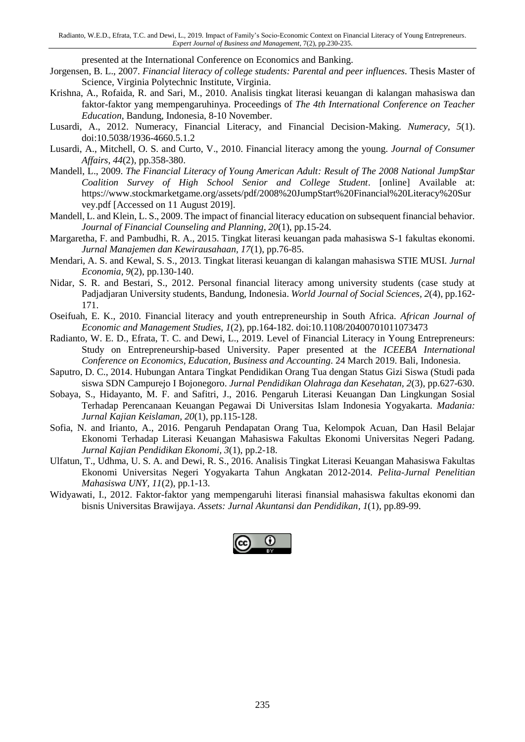presented at the International Conference on Economics and Banking.

Jorgensen, B. L., 2007. *Financial literacy of college students: Parental and peer influences*. Thesis Master of Science, Virginia Polytechnic Institute, Virginia.

Krishna, A., Rofaida, R. and Sari, M., 2010. Analisis tingkat literasi keuangan di kalangan mahasiswa dan faktor-faktor yang mempengaruhinya. Proceedings of *The 4th International Conference on Teacher Education*, Bandung, Indonesia, 8-10 November.

Lusardi, A., 2012. Numeracy, Financial Literacy, and Financial Decision-Making. *Numeracy, 5*(1). doi:10.5038/1936-4660.5.1.2

Lusardi, A., Mitchell, O. S. and Curto, V., 2010. Financial literacy among the young. *Journal of Consumer Affairs, 44*(2), pp.358-380.

Mandell, L., 2009. *The Financial Literacy of Young American Adult: Result of The 2008 National Jump$tar Coalition Survey of High School Senior and College Student*. [online] Available at: https://www.stockmarketgame.org/assets/pdf/2008%20JumpStart%20Financial%20Literacy%20Survey.pdf [Accessed on 11 August 2019].

Mandell, L. and Klein, L. S., 2009. The impact of financial literacy education on subsequent financial behavior. *Journal of Financial Counseling and Planning, 20*(1), pp.15-24.

Margaretha, F. and Pambudhi, R. A., 2015. Tingkat literasi keuangan pada mahasiswa S-1 fakultas ekonomi. *Jurnal Manajemen dan Kewirausahaan, 17*(1), pp.76-85.

Mendari, A. S. and Kewal, S. S., 2013. Tingkat literasi keuangan di kalangan mahasiswa STIE MUSI. *Jurnal Economia, 9*(2), pp.130-140.

Nidar, S. R. and Bestari, S., 2012. Personal financial literacy among university students (case study at Padjadjaran University students, Bandung, Indonesia. *World Journal of Social Sciences, 2*(4), pp.162-171.

Oseifuah, E. K., 2010. Financial literacy and youth entrepreneurship in South Africa. *African Journal of Economic and Management Studies, 1*(2), pp.164-182. doi:10.1108/20400701011073473

Radianto, W. E. D., Efrata, T. C. and Dewi, L., 2019. Level of Financial Literacy in Young Entrepreneurs: Study on Entrepreneurship-based University. Paper presented at the *ICEEBA International Conference on Economics, Education, Business and Accounting*. 24 March 2019. Bali, Indonesia.

Saputro, D. C., 2014. Hubungan Antara Tingkat Pendidikan Orang Tua dengan Status Gizi Siswa (Studi pada siswa SDN Campurejo I Bojonegoro. *Jurnal Pendidikan Olahraga dan Kesehatan, 2*(3), pp.627-630.

Sobaya, S., Hidayanto, M. F. and Safitri, J., 2016. Pengaruh Literasi Keuangan Dan Lingkungan Sosial Terhadap Perencanaan Keuangan Pegawai Di Universitas Islam Indonesia Yogyakarta. *Madania: Jurnal Kajian Keislaman, 20*(1), pp.115-128.

Sofia, N. and Irianto, A., 2016. Pengaruh Pendapatan Orang Tua, Kelompok Acuan, Dan Hasil Belajar Ekonomi Terhadap Literasi Keuangan Mahasiswa Fakultas Ekonomi Universitas Negeri Padang. *Jurnal Kajian Pendidikan Ekonomi, 3*(1), pp.2-18.

Ulfatun, T., Udhma, U. S. A. and Dewi, R. S., 2016. Analisis Tingkat Literasi Keuangan Mahasiswa Fakultas Ekonomi Universitas Negeri Yogyakarta Tahun Angkatan 2012-2014. *Pelita-Jurnal Penelitian Mahasiswa UNY, 11*(2), pp.1-13.

Widyawati, I., 2012. Faktor-faktor yang mempengaruhi literasi finansial mahasiswa fakultas ekonomi dan bisnis Universitas Brawijaya. *Assets: Jurnal Akuntansi dan Pendidikan, 1*(1), pp.89-99.